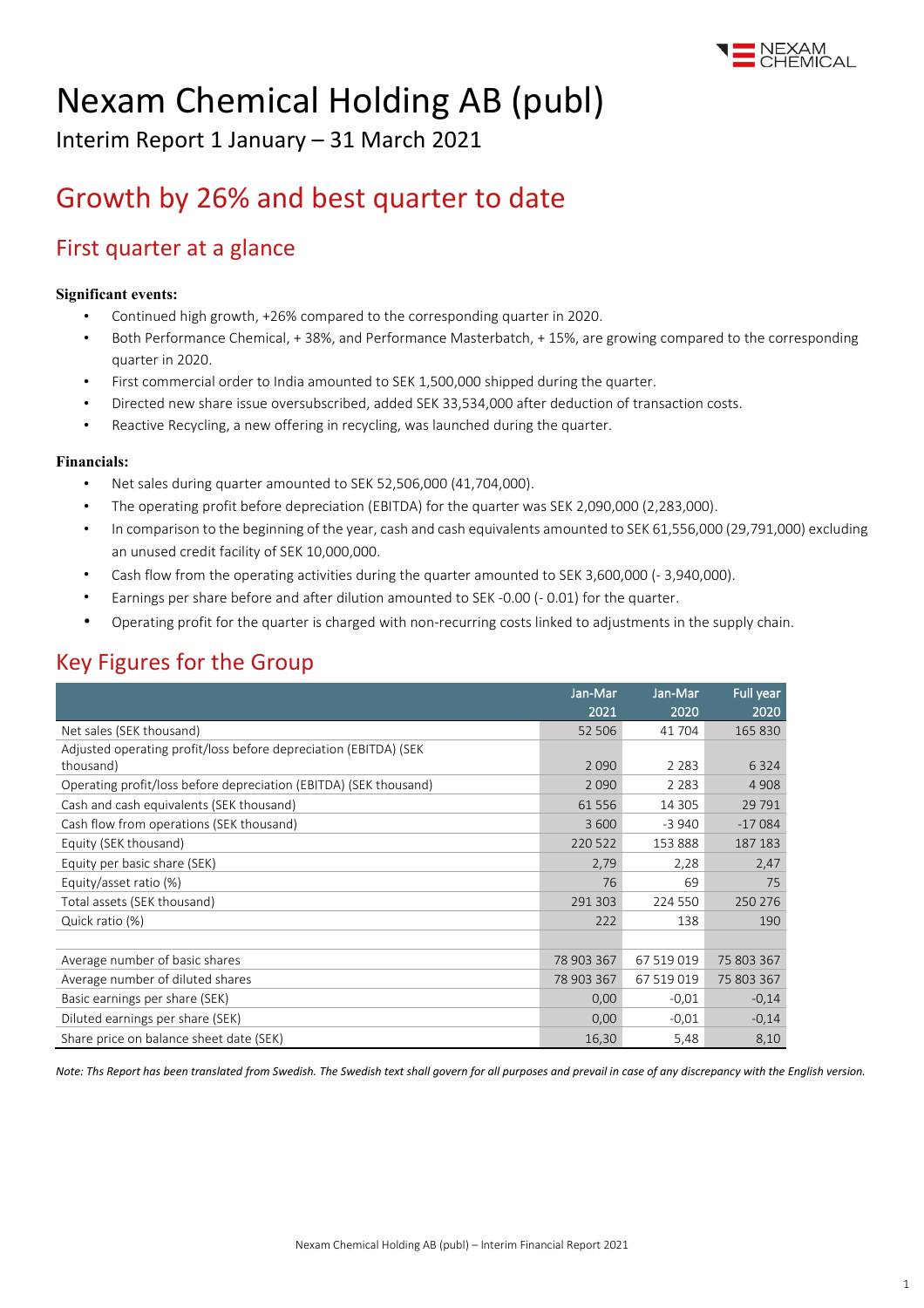# Nexam Chemical Holding AB (publ)

Interim Report 1 January – 31 March 2021

## Growth by 26% and best quarter to date

### First quarter at a glance

**Significant events:**

- Continued high growth, +26% compared to the corresponding quarter in 2020.
- Both Performance Chemical, + 38%, and Performance Masterbatch, + 15%, are growing compared to the corresponding quarter in 2020.
- First commercial order to India amounted to SEK 1,500,000 shipped during the quarter.
- Directed new share issue oversubscribed, added SEK 33,534,000 after deduction of transaction costs.
- Reactive Recycling, a new offering in recycling, was launched during the quarter.

**Financials:**

- Net sales during quarter amounted to SEK 52,506,000 (41,704,000).
- The operating profit before depreciation (EBITDA) for the quarter was SEK 2,090,000 (2,283,000).
- In comparison to the beginning of the year, cash and cash equivalents amounted to SEK 61,556,000 (29,791,000) excluding an unused credit facility of SEK 10,000,000.
- Cash flow from the operating activities during the quarter amounted to SEK 3,600,000 (- 3,940,000).
- Earnings per share before and after dilution amounted to SEK -0.00 (- 0.01) for the quarter.
- Operating profit for the quarter is charged with non-recurring costs linked to adjustments in the supply chain.

## Key Figures for the Group

| | Jan-Mar 2021 | Jan-Mar 2020 | Full year 2020 |
|---|---|---|---|
| Net sales (SEK thousand) | 52 506 | 41 704 | 165 830 |
| Adjusted operating profit/loss before depreciation (EBITDA) (SEK thousand) | 2 090 | 2 283 | 6 324 |
| Operating profit/loss before depreciation (EBITDA) (SEK thousand) | 2 090 | 2 283 | 4 908 |
| Cash and cash equivalents (SEK thousand) | 61 556 | 14 305 | 29 791 |
| Cash flow from operations (SEK thousand) | 3 600 | -3 940 | -17 084 |
| Equity (SEK thousand) | 220 522 | 153 888 | 187 183 |
| Equity per basic share (SEK) | 2,79 | 2,28 | 2,47 |
| Equity/asset ratio (%) | 76 | 69 | 75 |
| Total assets (SEK thousand) | 291 303 | 224 550 | 250 276 |
| Quick ratio (%) | 222 | 138 | 190 |
| | | | |
| Average number of basic shares | 78 903 367 | 67 519 019 | 75 803 367 |
| Average number of diluted shares | 78 903 367 | 67 519 019 | 75 803 367 |
| Basic earnings per share (SEK) | 0,00 | -0,01 | -0,14 |
| Diluted earnings per share (SEK) | 0,00 | -0,01 | -0,14 |
| Share price on balance sheet date (SEK) | 16,30 | 5,48 | 8,10 |

*Note: Ths Report has been translated from Swedish. The Swedish text shall govern for all purposes and prevail in case of any discrepancy with the English version.*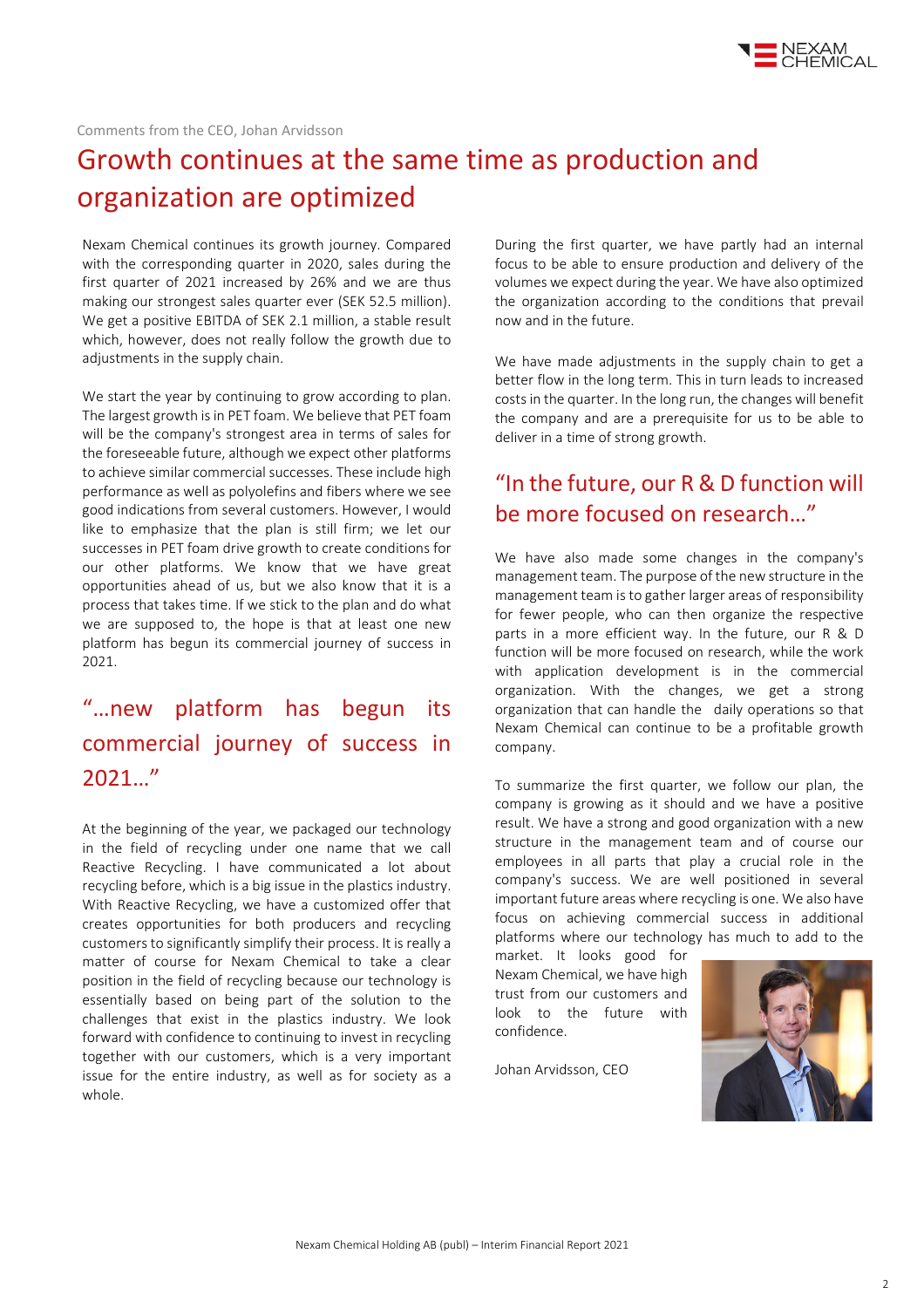Comments from the CEO, Johan Arvidsson

# Growth continues at the same time as production and organization are optimized

Nexam Chemical continues its growth journey. Compared with the corresponding quarter in 2020, sales during the first quarter of 2021 increased by 26% and we are thus making our strongest sales quarter ever (SEK 52.5 million). We get a positive EBITDA of SEK 2.1 million, a stable result which, however, does not really follow the growth due to adjustments in the supply chain.

We start the year by continuing to grow according to plan. The largest growth is in PET foam. We believe that PET foam will be the company's strongest area in terms of sales for the foreseeable future, although we expect other platforms to achieve similar commercial successes. These include high performance as well as polyolefins and fibers where we see good indications from several customers. However, I would like to emphasize that the plan is still firm; we let our successes in PET foam drive growth to create conditions for our other platforms. We know that we have great opportunities ahead of us, but we also know that it is a process that takes time. If we stick to the plan and do what we are supposed to, the hope is that at least one new platform has begun its commercial journey of success in 2021.

## "…new platform has begun its commercial journey of success in 2021…"

At the beginning of the year, we packaged our technology in the field of recycling under one name that we call Reactive Recycling. I have communicated a lot about recycling before, which is a big issue in the plastics industry. With Reactive Recycling, we have a customized offer that creates opportunities for both producers and recycling customers to significantly simplify their process. It is really a matter of course for Nexam Chemical to take a clear position in the field of recycling because our technology is essentially based on being part of the solution to the challenges that exist in the plastics industry. We look forward with confidence to continuing to invest in recycling together with our customers, which is a very important issue for the entire industry, as well as for society as a whole.

During the first quarter, we have partly had an internal focus to be able to ensure production and delivery of the volumes we expect during the year. We have also optimized the organization according to the conditions that prevail now and in the future.

We have made adjustments in the supply chain to get a better flow in the long term. This in turn leads to increased costs in the quarter. In the long run, the changes will benefit the company and are a prerequisite for us to be able to deliver in a time of strong growth.

## "In the future, our R & D function will be more focused on research…"

We have also made some changes in the company's management team. The purpose of the new structure in the management team is to gather larger areas of responsibility for fewer people, who can then organize the respective parts in a more efficient way. In the future, our R & D function will be more focused on research, while the work with application development is in the commercial organization. With the changes, we get a strong organization that can handle the daily operations so that Nexam Chemical can continue to be a profitable growth company.

To summarize the first quarter, we follow our plan, the company is growing as it should and we have a positive result. We have a strong and good organization with a new structure in the management team and of course our employees in all parts that play a crucial role in the company's success. We are well positioned in several important future areas where recycling is one. We also have focus on achieving commercial success in additional platforms where our technology has much to add to the market. It looks good for Nexam Chemical, we have high trust from our customers and look to the future with confidence.

Johan Arvidsson, CEO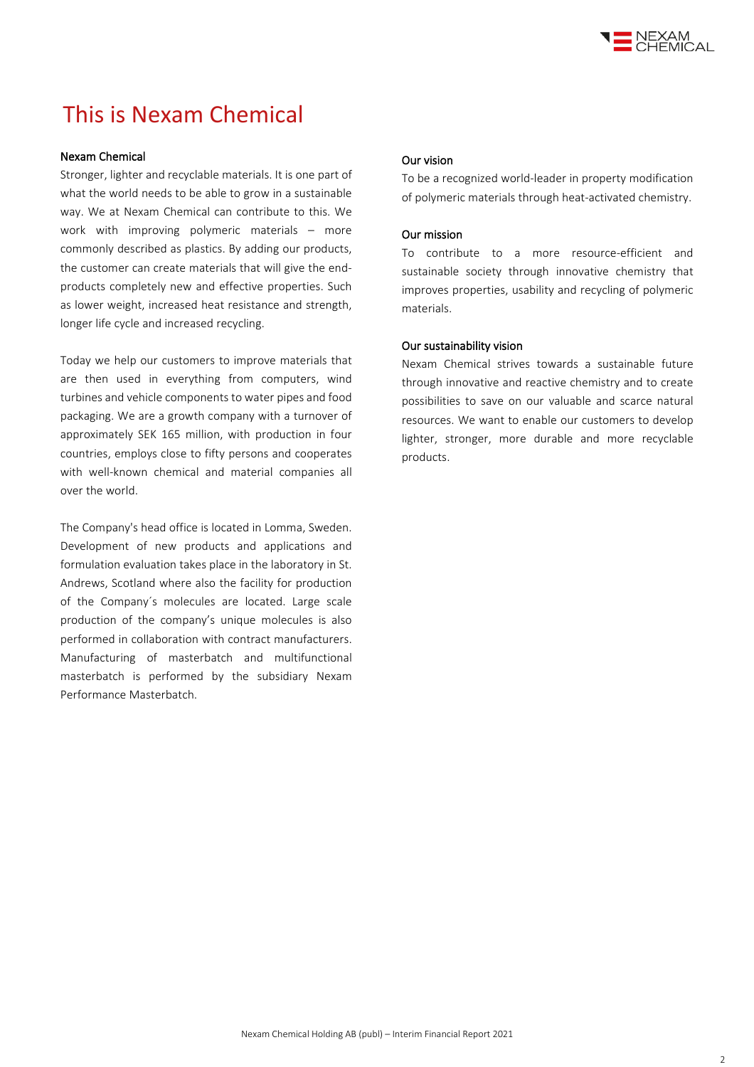# This is Nexam Chemical

### Nexam Chemical

Stronger, lighter and recyclable materials. It is one part of what the world needs to be able to grow in a sustainable way. We at Nexam Chemical can contribute to this. We work with improving polymeric materials – more commonly described as plastics. By adding our products, the customer can create materials that will give the end-products completely new and effective properties. Such as lower weight, increased heat resistance and strength, longer life cycle and increased recycling.

Today we help our customers to improve materials that are then used in everything from computers, wind turbines and vehicle components to water pipes and food packaging. We are a growth company with a turnover of approximately SEK 165 million, with production in four countries, employs close to fifty persons and cooperates with well-known chemical and material companies all over the world.

The Company's head office is located in Lomma, Sweden. Development of new products and applications and formulation evaluation takes place in the laboratory in St. Andrews, Scotland where also the facility for production of the Company´s molecules are located. Large scale production of the company's unique molecules is also performed in collaboration with contract manufacturers. Manufacturing of masterbatch and multifunctional masterbatch is performed by the subsidiary Nexam Performance Masterbatch.

### Our vision

To be a recognized world-leader in property modification of polymeric materials through heat-activated chemistry.

### Our mission

To contribute to a more resource-efficient and sustainable society through innovative chemistry that improves properties, usability and recycling of polymeric materials.

### Our sustainability vision

Nexam Chemical strives towards a sustainable future through innovative and reactive chemistry and to create possibilities to save on our valuable and scarce natural resources. We want to enable our customers to develop lighter, stronger, more durable and more recyclable products.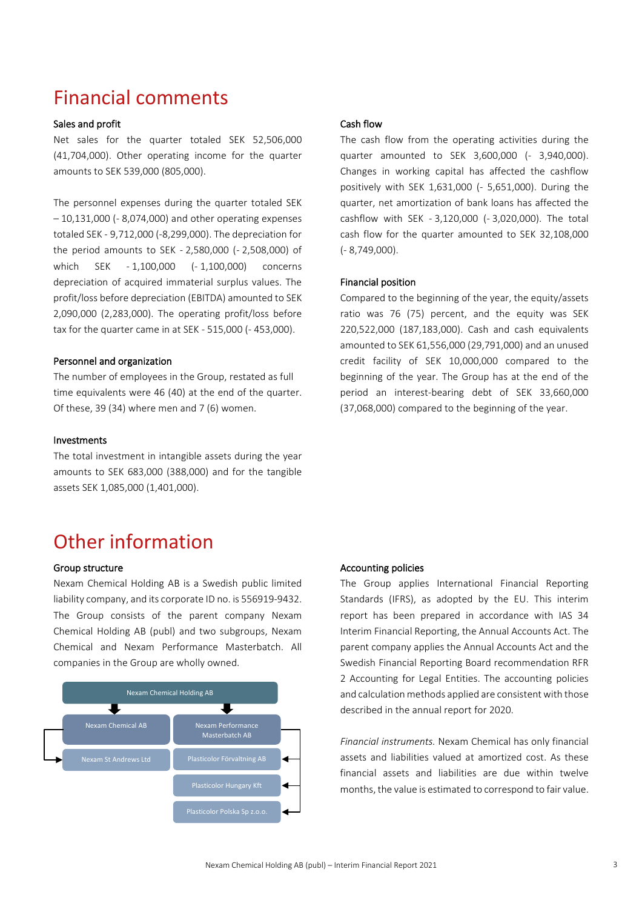# Financial comments

### Sales and profit

Net sales for the quarter totaled SEK 52,506,000 (41,704,000). Other operating income for the quarter amounts to SEK 539,000 (805,000).

The personnel expenses during the quarter totaled SEK – 10,131,000 (- 8,074,000) and other operating expenses totaled SEK - 9,712,000 (-8,299,000). The depreciation for the period amounts to SEK - 2,580,000 (- 2,508,000) of which SEK - 1,100,000 (- 1,100,000) concerns depreciation of acquired immaterial surplus values. The profit/loss before depreciation (EBITDA) amounted to SEK 2,090,000 (2,283,000). The operating profit/loss before tax for the quarter came in at SEK - 515,000 (- 453,000).

### Personnel and organization

The number of employees in the Group, restated as full time equivalents were 46 (40) at the end of the quarter. Of these, 39 (34) where men and 7 (6) women.

### Investments

The total investment in intangible assets during the year amounts to SEK 683,000 (388,000) and for the tangible assets SEK 1,085,000 (1,401,000).

### Cash flow

The cash flow from the operating activities during the quarter amounted to SEK 3,600,000 (- 3,940,000). Changes in working capital has affected the cashflow positively with SEK 1,631,000 (- 5,651,000). During the quarter, net amortization of bank loans has affected the cashflow with SEK - 3,120,000 (- 3,020,000). The total cash flow for the quarter amounted to SEK 32,108,000 (- 8,749,000).

### Financial position

Compared to the beginning of the year, the equity/assets ratio was 76 (75) percent, and the equity was SEK 220,522,000 (187,183,000). Cash and cash equivalents amounted to SEK 61,556,000 (29,791,000) and an unused credit facility of SEK 10,000,000 compared to the beginning of the year. The Group has at the end of the period an interest-bearing debt of SEK 33,660,000 (37,068,000) compared to the beginning of the year.

# Other information

### Group structure

Nexam Chemical Holding AB is a Swedish public limited liability company, and its corporate ID no. is 556919-9432. The Group consists of the parent company Nexam Chemical Holding AB (publ) and two subgroups, Nexam Chemical and Nexam Performance Masterbatch. All companies in the Group are wholly owned.

Nexam Chemical Holding AB
- Nexam Chemical AB
  - Nexam St Andrews Ltd
- Nexam Performance Masterbatch AB
  - Plasticolor Förvaltning AB
  - Plasticolor Hungary Kft
  - Plasticolor Polska Sp z.o.o.

### Accounting policies

The Group applies International Financial Reporting Standards (IFRS), as adopted by the EU. This interim report has been prepared in accordance with IAS 34 Interim Financial Reporting, the Annual Accounts Act. The parent company applies the Annual Accounts Act and the Swedish Financial Reporting Board recommendation RFR 2 Accounting for Legal Entities. The accounting policies and calculation methods applied are consistent with those described in the annual report for 2020.

*Financial instruments.* Nexam Chemical has only financial assets and liabilities valued at amortized cost. As these financial assets and liabilities are due within twelve months, the value is estimated to correspond to fair value.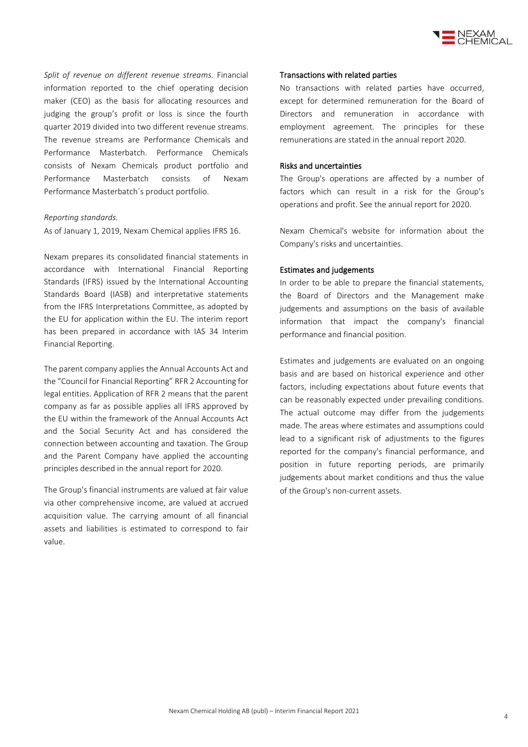*Split of revenue on different revenue streams.* Financial information reported to the chief operating decision maker (CEO) as the basis for allocating resources and judging the group's profit or loss is since the fourth quarter 2019 divided into two different revenue streams. The revenue streams are Performance Chemicals and Performance Masterbatch. Performance Chemicals consists of Nexam Chemicals product portfolio and Performance Masterbatch consists of Nexam Performance Masterbatch´s product portfolio.

*Reporting standards.*

As of January 1, 2019, Nexam Chemical applies IFRS 16.

Nexam prepares its consolidated financial statements in accordance with International Financial Reporting Standards (IFRS) issued by the International Accounting Standards Board (IASB) and interpretative statements from the IFRS Interpretations Committee, as adopted by the EU for application within the EU. The interim report has been prepared in accordance with IAS 34 Interim Financial Reporting.

The parent company applies the Annual Accounts Act and the "Council for Financial Reporting" RFR 2 Accounting for legal entities. Application of RFR 2 means that the parent company as far as possible applies all IFRS approved by the EU within the framework of the Annual Accounts Act and the Social Security Act and has considered the connection between accounting and taxation. The Group and the Parent Company have applied the accounting principles described in the annual report for 2020.

The Group's financial instruments are valued at fair value via other comprehensive income, are valued at accrued acquisition value. The carrying amount of all financial assets and liabilities is estimated to correspond to fair value.

### Transactions with related parties

No transactions with related parties have occurred, except for determined remuneration for the Board of Directors and remuneration in accordance with employment agreement. The principles for these remunerations are stated in the annual report 2020.

### Risks and uncertainties

The Group's operations are affected by a number of factors which can result in a risk for the Group's operations and profit. See the annual report for 2020.

Nexam Chemical's website for information about the Company's risks and uncertainties.

### Estimates and judgements

In order to be able to prepare the financial statements, the Board of Directors and the Management make judgements and assumptions on the basis of available information that impact the company's financial performance and financial position.

Estimates and judgements are evaluated on an ongoing basis and are based on historical experience and other factors, including expectations about future events that can be reasonably expected under prevailing conditions. The actual outcome may differ from the judgements made. The areas where estimates and assumptions could lead to a significant risk of adjustments to the figures reported for the company's financial performance, and position in future reporting periods, are primarily judgements about market conditions and thus the value of the Group's non-current assets.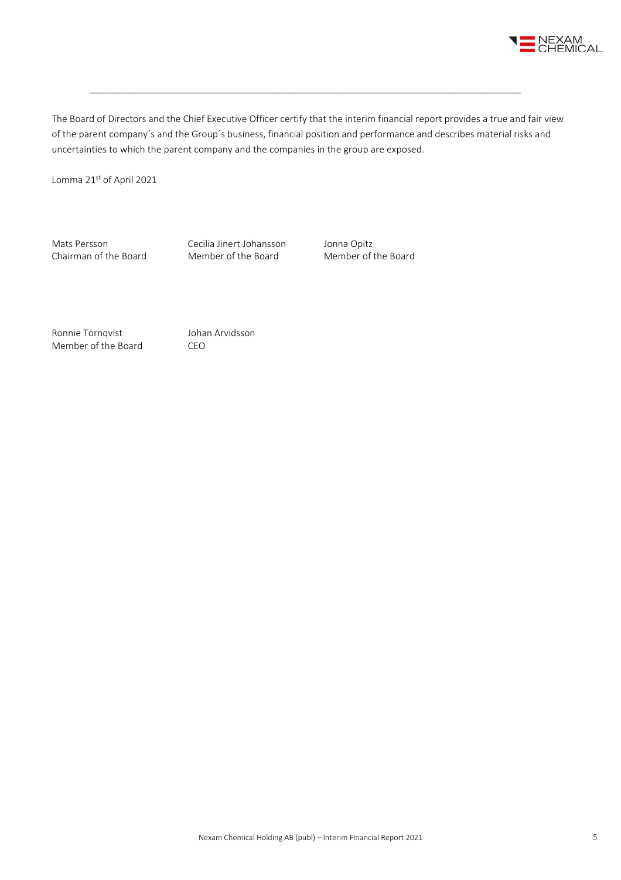The Board of Directors and the Chief Executive Officer certify that the interim financial report provides a true and fair view of the parent company´s and the Group´s business, financial position and performance and describes material risks and uncertainties to which the parent company and the companies in the group are exposed.

Lomma 21st of April 2021

| | | |
|---|---|---|
| Mats Persson<br>Chairman of the Board | Cecilia Jinert Johansson<br>Member of the Board | Jonna Opitz<br>Member of the Board |
| Ronnie Törnqvist<br>Member of the Board | Johan Arvidsson<br>CEO | |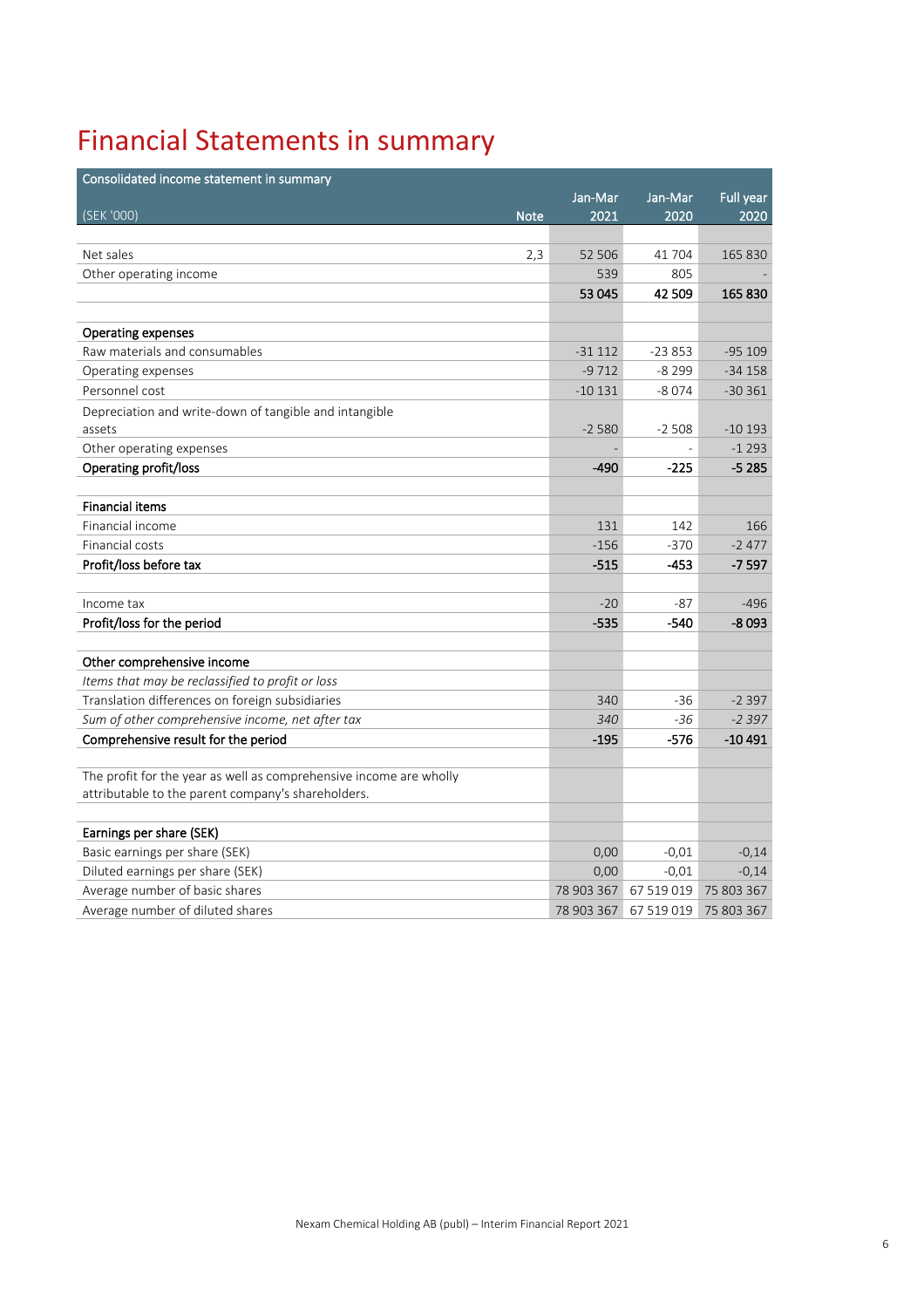# Financial Statements in summary

| Consolidated income statement in summary (SEK '000) | Note | Jan-Mar 2021 | Jan-Mar 2020 | Full year 2020 |
|---|---|---|---|---|
| Net sales | 2,3 | 52 506 | 41 704 | 165 830 |
| Other operating income | | 539 | 805 | - |
| | | **53 045** | **42 509** | **165 830** |
| **Operating expenses** | | | | |
| Raw materials and consumables | | -31 112 | -23 853 | -95 109 |
| Operating expenses | | -9 712 | -8 299 | -34 158 |
| Personnel cost | | -10 131 | -8 074 | -30 361 |
| Depreciation and write-down of tangible and intangible assets | | -2 580 | -2 508 | -10 193 |
| Other operating expenses | | - | - | -1 293 |
| **Operating profit/loss** | | **-490** | **-225** | **-5 285** |
| **Financial items** | | | | |
| Financial income | | 131 | 142 | 166 |
| Financial costs | | -156 | -370 | -2 477 |
| **Profit/loss before tax** | | **-515** | **-453** | **-7 597** |
| Income tax | | -20 | -87 | -496 |
| **Profit/loss for the period** | | **-535** | **-540** | **-8 093** |
| **Other comprehensive income** | | | | |
| *Items that may be reclassified to profit or loss* | | | | |
| Translation differences on foreign subsidiaries | | 340 | -36 | -2 397 |
| *Sum of other comprehensive income, net after tax* | | *340* | *-36* | *-2 397* |
| **Comprehensive result for the period** | | **-195** | **-576** | **-10 491** |
| The profit for the year as well as comprehensive income are wholly attributable to the parent company's shareholders. | | | | |
| **Earnings per share (SEK)** | | | | |
| Basic earnings per share (SEK) | | 0,00 | -0,01 | -0,14 |
| Diluted earnings per share (SEK) | | 0,00 | -0,01 | -0,14 |
| Average number of basic shares | | 78 903 367 | 67 519 019 | 75 803 367 |
| Average number of diluted shares | | 78 903 367 | 67 519 019 | 75 803 367 |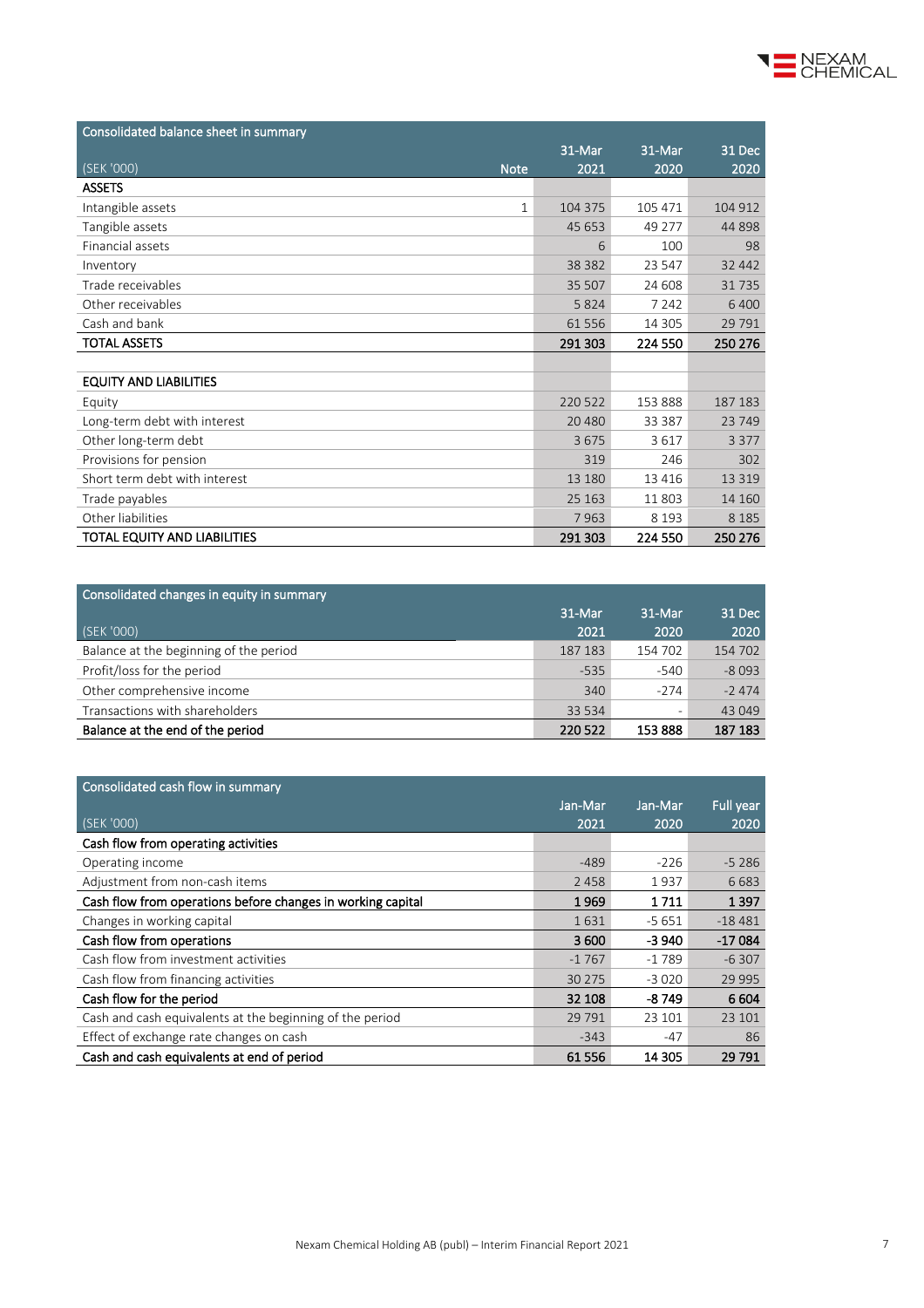## Consolidated balance sheet in summary

| (SEK '000) | Note | 31-Mar 2021 | 31-Mar 2020 | 31 Dec 2020 |
|---|---|---|---|---|
| **ASSETS** | | | | |
| Intangible assets | 1 | 104 375 | 105 471 | 104 912 |
| Tangible assets | | 45 653 | 49 277 | 44 898 |
| Financial assets | | 6 | 100 | 98 |
| Inventory | | 38 382 | 23 547 | 32 442 |
| Trade receivables | | 35 507 | 24 608 | 31 735 |
| Other receivables | | 5 824 | 7 242 | 6 400 |
| Cash and bank | | 61 556 | 14 305 | 29 791 |
| **TOTAL ASSETS** | | **291 303** | **224 550** | **250 276** |
| | | | | |
| **EQUITY AND LIABILITIES** | | | | |
| Equity | | 220 522 | 153 888 | 187 183 |
| Long-term debt with interest | | 20 480 | 33 387 | 23 749 |
| Other long-term debt | | 3 675 | 3 617 | 3 377 |
| Provisions for pension | | 319 | 246 | 302 |
| Short term debt with interest | | 13 180 | 13 416 | 13 319 |
| Trade payables | | 25 163 | 11 803 | 14 160 |
| Other liabilities | | 7 963 | 8 193 | 8 185 |
| **TOTAL EQUITY AND LIABILITIES** | | **291 303** | **224 550** | **250 276** |

## Consolidated changes in equity in summary

| (SEK '000) | 31-Mar 2021 | 31-Mar 2020 | 31 Dec 2020 |
|---|---|---|---|
| Balance at the beginning of the period | 187 183 | 154 702 | 154 702 |
| Profit/loss for the period | -535 | -540 | -8 093 |
| Other comprehensive income | 340 | -274 | -2 474 |
| Transactions with shareholders | 33 534 | - | 43 049 |
| **Balance at the end of the period** | **220 522** | **153 888** | **187 183** |

## Consolidated cash flow in summary

| (SEK '000) | Jan-Mar 2021 | Jan-Mar 2020 | Full year 2020 |
|---|---|---|---|
| **Cash flow from operating activities** | | | |
| Operating income | -489 | -226 | -5 286 |
| Adjustment from non-cash items | 2 458 | 1 937 | 6 683 |
| **Cash flow from operations before changes in working capital** | **1 969** | **1 711** | **1 397** |
| Changes in working capital | 1 631 | -5 651 | -18 481 |
| **Cash flow from operations** | **3 600** | **-3 940** | **-17 084** |
| Cash flow from investment activities | -1 767 | -1 789 | -6 307 |
| Cash flow from financing activities | 30 275 | -3 020 | 29 995 |
| **Cash flow for the period** | **32 108** | **-8 749** | **6 604** |
| Cash and cash equivalents at the beginning of the period | 29 791 | 23 101 | 23 101 |
| Effect of exchange rate changes on cash | -343 | -47 | 86 |
| **Cash and cash equivalents at end of period** | **61 556** | **14 305** | **29 791** |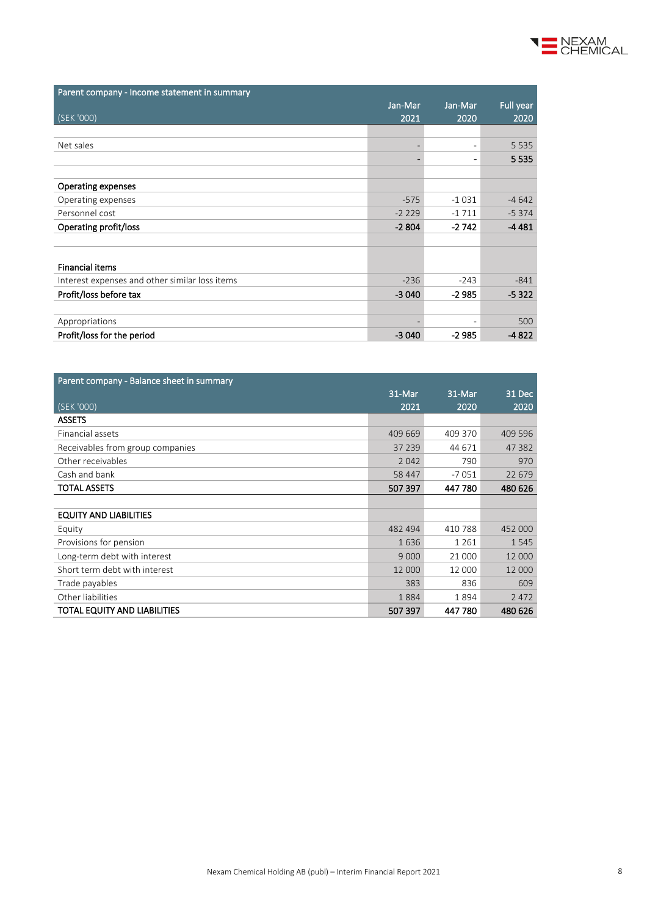| Parent company - Income statement in summary (SEK '000) | Jan-Mar 2021 | Jan-Mar 2020 | Full year 2020 |
|---|---|---|---|
| | | | |
| Net sales | - | - | 5 535 |
| | - | - | **5 535** |
| | | | |
| **Operating expenses** | | | |
| Operating expenses | -575 | -1 031 | -4 642 |
| Personnel cost | -2 229 | -1 711 | -5 374 |
| **Operating profit/loss** | **-2 804** | **-2 742** | **-4 481** |
| | | | |
| **Financial items** | | | |
| Interest expenses and other similar loss items | -236 | -243 | -841 |
| **Profit/loss before tax** | **-3 040** | **-2 985** | **-5 322** |
| | | | |
| Appropriations | - | - | 500 |
| **Profit/loss for the period** | **-3 040** | **-2 985** | **-4 822** |

| Parent company - Balance sheet in summary (SEK '000) | 31-Mar 2021 | 31-Mar 2020 | 31 Dec 2020 |
|---|---|---|---|
| **ASSETS** | | | |
| Financial assets | 409 669 | 409 370 | 409 596 |
| Receivables from group companies | 37 239 | 44 671 | 47 382 |
| Other receivables | 2 042 | 790 | 970 |
| Cash and bank | 58 447 | -7 051 | 22 679 |
| **TOTAL ASSETS** | **507 397** | **447 780** | **480 626** |
| | | | |
| **EQUITY AND LIABILITIES** | | | |
| Equity | 482 494 | 410 788 | 452 000 |
| Provisions for pension | 1 636 | 1 261 | 1 545 |
| Long-term debt with interest | 9 000 | 21 000 | 12 000 |
| Short term debt with interest | 12 000 | 12 000 | 12 000 |
| Trade payables | 383 | 836 | 609 |
| Other liabilities | 1 884 | 1 894 | 2 472 |
| **TOTAL EQUITY AND LIABILITIES** | **507 397** | **447 780** | **480 626** |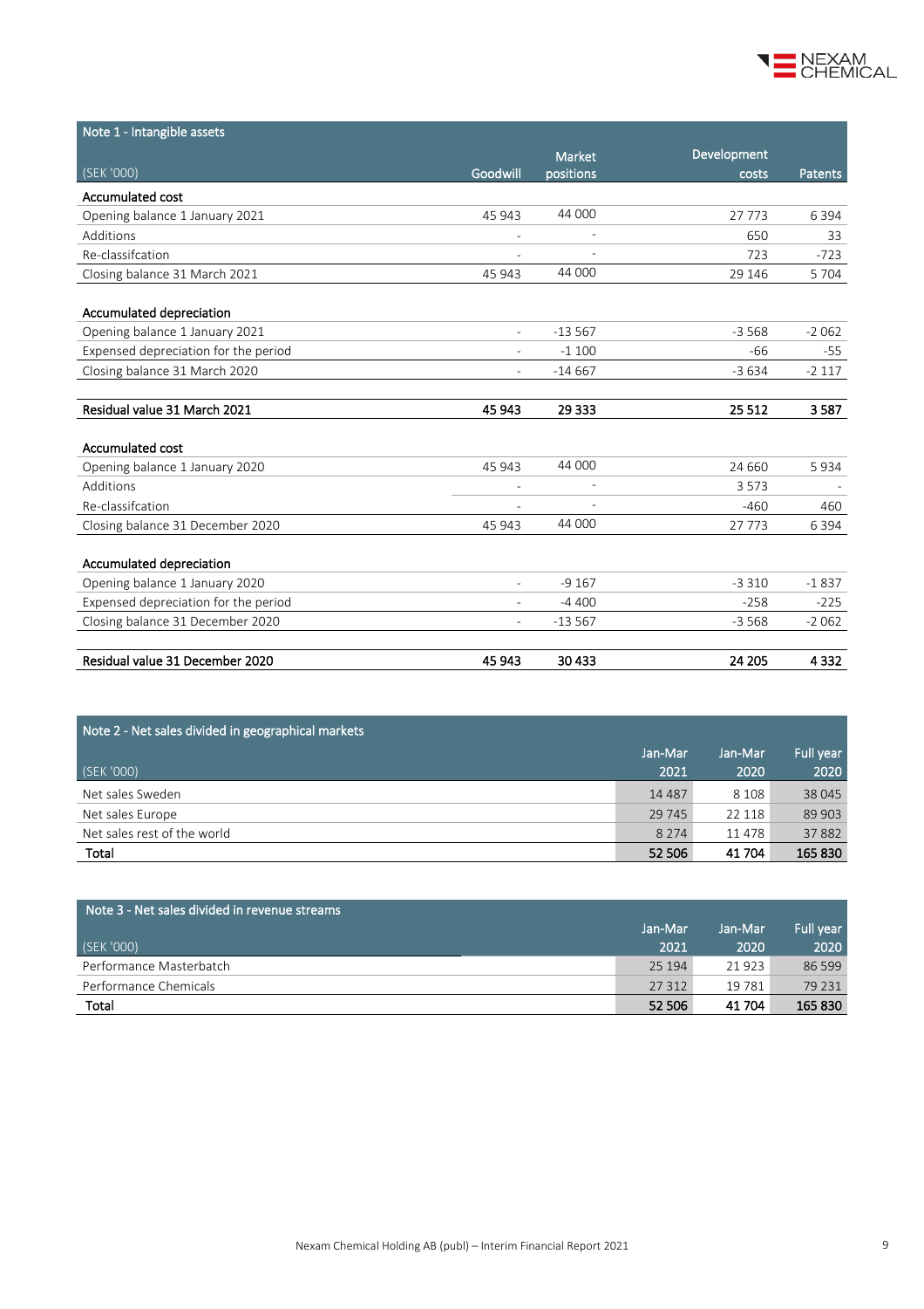## Note 1 - Intangible assets

| (SEK '000) | Goodwill | Market positions | Development costs | Patents |
|---|---|---|---|---|
| **Accumulated cost** | | | | |
| Opening balance 1 January 2021 | 45 943 | 44 000 | 27 773 | 6 394 |
| Additions | - | - | 650 | 33 |
| Re-classifcation | - | - | 723 | -723 |
| Closing balance 31 March 2021 | 45 943 | 44 000 | 29 146 | 5 704 |
| | | | | |
| **Accumulated depreciation** | | | | |
| Opening balance 1 January 2021 | - | -13 567 | -3 568 | -2 062 |
| Expensed depreciation for the period | - | -1 100 | -66 | -55 |
| Closing balance 31 March 2020 | - | -14 667 | -3 634 | -2 117 |
| | | | | |
| **Residual value 31 March 2021** | **45 943** | **29 333** | **25 512** | **3 587** |
| | | | | |
| **Accumulated cost** | | | | |
| Opening balance 1 January 2020 | 45 943 | 44 000 | 24 660 | 5 934 |
| Additions | - | - | 3 573 | - |
| Re-classifcation | - | - | -460 | 460 |
| Closing balance 31 December 2020 | 45 943 | 44 000 | 27 773 | 6 394 |
| | | | | |
| **Accumulated depreciation** | | | | |
| Opening balance 1 January 2020 | - | -9 167 | -3 310 | -1 837 |
| Expensed depreciation for the period | - | -4 400 | -258 | -225 |
| Closing balance 31 December 2020 | - | -13 567 | -3 568 | -2 062 |
| | | | | |
| **Residual value 31 December 2020** | **45 943** | **30 433** | **24 205** | **4 332** |

## Note 2 - Net sales divided in geographical markets

| (SEK '000) | Jan-Mar 2021 | Jan-Mar 2020 | Full year 2020 |
|---|---|---|---|
| Net sales Sweden | 14 487 | 8 108 | 38 045 |
| Net sales Europe | 29 745 | 22 118 | 89 903 |
| Net sales rest of the world | 8 274 | 11 478 | 37 882 |
| **Total** | **52 506** | **41 704** | **165 830** |

## Note 3 - Net sales divided in revenue streams

| (SEK '000) | Jan-Mar 2021 | Jan-Mar 2020 | Full year 2020 |
|---|---|---|---|
| Performance Masterbatch | 25 194 | 21 923 | 86 599 |
| Performance Chemicals | 27 312 | 19 781 | 79 231 |
| **Total** | **52 506** | **41 704** | **165 830** |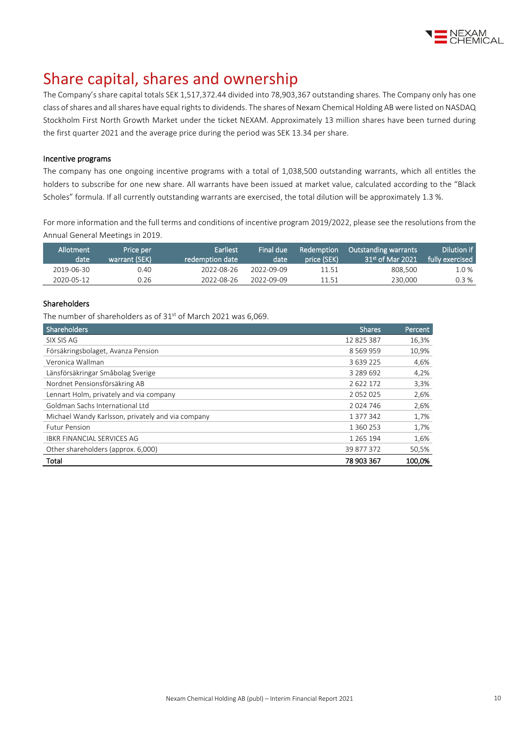# Share capital, shares and ownership

The Company's share capital totals SEK 1,517,372.44 divided into 78,903,367 outstanding shares. The Company only has one class of shares and all shares have equal rights to dividends. The shares of Nexam Chemical Holding AB were listed on NASDAQ Stockholm First North Growth Market under the ticket NEXAM. Approximately 13 million shares have been turned during the first quarter 2021 and the average price during the period was SEK 13.34 per share.

### Incentive programs

The company has one ongoing incentive programs with a total of 1,038,500 outstanding warrants, which all entitles the holders to subscribe for one new share. All warrants have been issued at market value, calculated according to the "Black Scholes" formula. If all currently outstanding warrants are exercised, the total dilution will be approximately 1.3 %.

For more information and the full terms and conditions of incentive program 2019/2022, please see the resolutions from the Annual General Meetings in 2019.

| Allotment date | Price per warrant (SEK) | Earliest redemption date | Final due date | Redemption price (SEK) | Outstanding warrants 31st of Mar 2021 | Dilution if fully exercised |
|---|---|---|---|---|---|---|
| 2019-06-30 | 0.40 | 2022-08-26 | 2022-09-09 | 11.51 | 808,500 | 1.0 % |
| 2020-05-12 | 0.26 | 2022-08-26 | 2022-09-09 | 11.51 | 230,000 | 0.3 % |

### Shareholders

The number of shareholders as of 31st of March 2021 was 6,069.

| Shareholders | Shares | Percent |
|---|---|---|
| SIX SIS AG | 12 825 387 | 16,3% |
| Försäkringsbolaget, Avanza Pension | 8 569 959 | 10,9% |
| Veronica Wallman | 3 639 225 | 4,6% |
| Länsförsäkringar Småbolag Sverige | 3 289 692 | 4,2% |
| Nordnet Pensionsförsäkring AB | 2 622 172 | 3,3% |
| Lennart Holm, privately and via company | 2 052 025 | 2,6% |
| Goldman Sachs International Ltd | 2 024 746 | 2,6% |
| Michael Wandy Karlsson, privately and via company | 1 377 342 | 1,7% |
| Futur Pension | 1 360 253 | 1,7% |
| IBKR FINANCIAL SERVICES AG | 1 265 194 | 1,6% |
| Other shareholders (approx. 6,000) | 39 877 372 | 50,5% |
| **Total** | **78 903 367** | **100,0%** |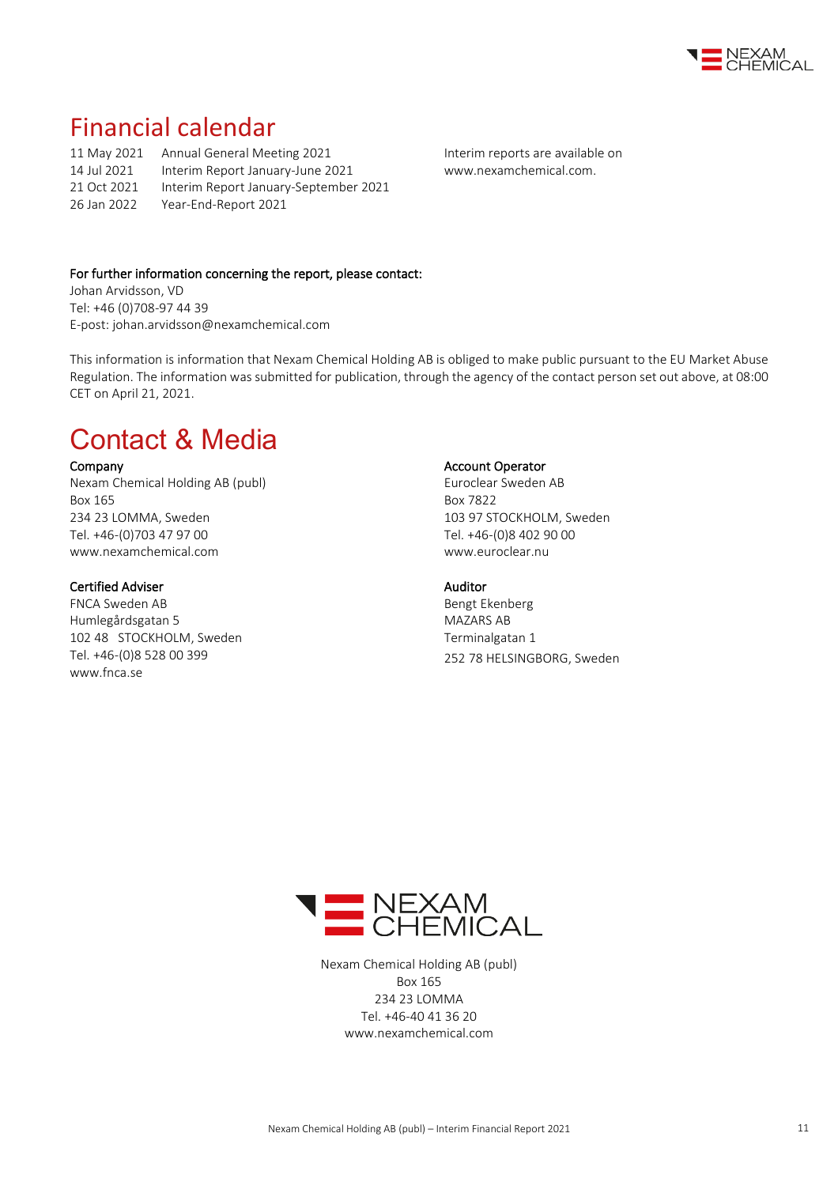# Financial calendar

| | |
|---|---|
| 11 May 2021 | Annual General Meeting 2021 |
| 14 Jul 2021 | Interim Report January-June 2021 |
| 21 Oct 2021 | Interim Report January-September 2021 |
| 26 Jan 2022 | Year-End-Report 2021 |

Interim reports are available on www.nexamchemical.com.

**For further information concerning the report, please contact:**
Johan Arvidsson, VD
Tel: +46 (0)708-97 44 39
E-post: johan.arvidsson@nexamchemical.com

This information is information that Nexam Chemical Holding AB is obliged to make public pursuant to the EU Market Abuse Regulation. The information was submitted for publication, through the agency of the contact person set out above, at 08:00 CET on April 21, 2021.

# Contact & Media

**Company**
Nexam Chemical Holding AB (publ)
Box 165
234 23 LOMMA, Sweden
Tel. +46-(0)703 47 97 00
www.nexamchemical.com

**Certified Adviser**
FNCA Sweden AB
Humlegårdsgatan 5
102 48 STOCKHOLM, Sweden
Tel. +46-(0)8 528 00 399
www.fnca.se

**Account Operator**
Euroclear Sweden AB
Box 7822
103 97 STOCKHOLM, Sweden
Tel. +46-(0)8 402 90 00
www.euroclear.nu

**Auditor**
Bengt Ekenberg
MAZARS AB
Terminalgatan 1
252 78 HELSINGBORG, Sweden

NEXAM CHEMICAL

Nexam Chemical Holding AB (publ)
Box 165
234 23 LOMMA
Tel. +46-40 41 36 20
www.nexamchemical.com